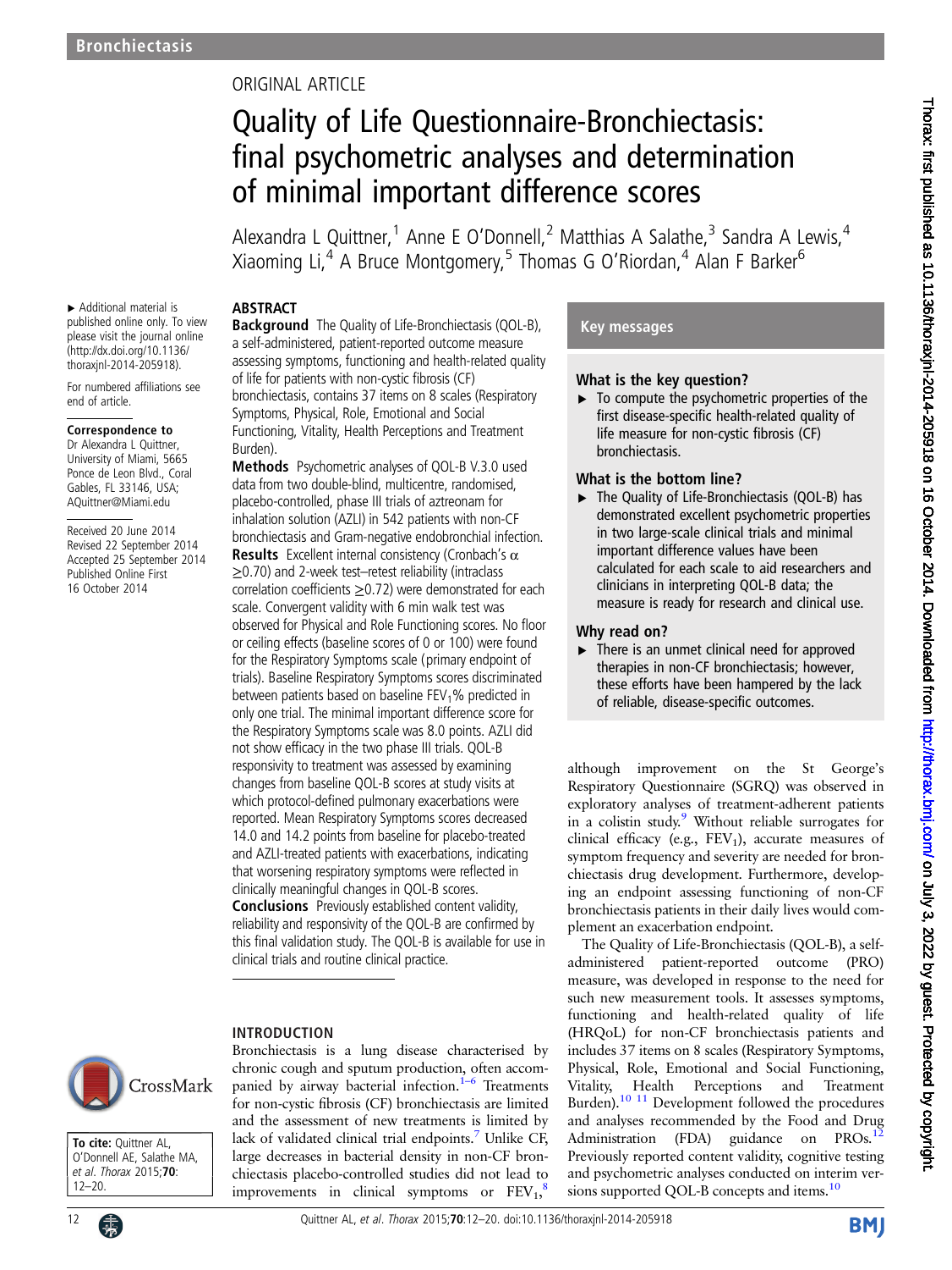Bronchiectasis

ORIGINAL ARTICLE

# Quality of Life Questionnaire-Bronchiectasis: final psychometric analyses and determination of minimal important difference scores

Alexandra L Quittner,[1] Anne E O'Donnell,[2] Matthias A Salathe,[3] Sandra A Lewis,[4] Xiaoming Li,[4] A Bruce Montgomery,[5] Thomas G O'Riordan,[4] Alan F Barker[6]

▸ Additional material is published online only. To view please visit the journal online (http://dx.doi.org/10.1136/thoraxjnl-2014-205918).

For numbered affiliations see end of article.

**Correspondence to**
Dr Alexandra L Quittner, University of Miami, 5665 Ponce de Leon Blvd., Coral Gables, FL 33146, USA; AQuittner@Miami.edu

Received 20 June 2014
Revised 22 September 2014
Accepted 25 September 2014
Published Online First 16 October 2014

**To cite:** Quittner AL, O'Donnell AE, Salathe MA, *et al*. *Thorax* 2015;**70**:12–20.

## ABSTRACT

**Background** The Quality of Life-Bronchiectasis (QOL-B), a self-administered, patient-reported outcome measure assessing symptoms, functioning and health-related quality of life for patients with non-cystic fibrosis (CF) bronchiectasis, contains 37 items on 8 scales (Respiratory Symptoms, Physical, Role, Emotional and Social Functioning, Vitality, Health Perceptions and Treatment Burden).

**Methods** Psychometric analyses of QOL-B V.3.0 used data from two double-blind, multicentre, randomised, placebo-controlled, phase III trials of aztreonam for inhalation solution (AZLI) in 542 patients with non-CF bronchiectasis and Gram-negative endobronchial infection.

**Results** Excellent internal consistency (Cronbach's α ≥0.70) and 2-week test–retest reliability (intraclass correlation coefficients ≥0.72) were demonstrated for each scale. Convergent validity with 6 min walk test was observed for Physical and Role Functioning scores. No floor or ceiling effects (baseline scores of 0 or 100) were found for the Respiratory Symptoms scale (primary endpoint of trials). Baseline Respiratory Symptoms scores discriminated between patients based on baseline $FEV_1$% predicted in only one trial. The minimal important difference score for the Respiratory Symptoms scale was 8.0 points. AZLI did not show efficacy in the two phase III trials. QOL-B responsivity to treatment was assessed by examining changes from baseline QOL-B scores at study visits at which protocol-defined pulmonary exacerbations were reported. Mean Respiratory Symptoms scores decreased 14.0 and 14.2 points from baseline for placebo-treated and AZLI-treated patients with exacerbations, indicating that worsening respiratory symptoms were reflected in clinically meaningful changes in QOL-B scores.

**Conclusions** Previously established content validity, reliability and responsivity of the QOL-B are confirmed by this final validation study. The QOL-B is available for use in clinical trials and routine clinical practice.

## Key messages

### What is the key question?

▸ To compute the psychometric properties of the first disease-specific health-related quality of life measure for non-cystic fibrosis (CF) bronchiectasis.

### What is the bottom line?

▸ The Quality of Life-Bronchiectasis (QOL-B) has demonstrated excellent psychometric properties in two large-scale clinical trials and minimal important difference values have been calculated for each scale to aid researchers and clinicians in interpreting QOL-B data; the measure is ready for research and clinical use.

### Why read on?

▸ There is an unmet clinical need for approved therapies in non-CF bronchiectasis; however, these efforts have been hampered by the lack of reliable, disease-specific outcomes.

## INTRODUCTION

Bronchiectasis is a lung disease characterised by chronic cough and sputum production, often accompanied by airway bacterial infection.[1–6] Treatments for non-cystic fibrosis (CF) bronchiectasis are limited and the assessment of new treatments is limited by lack of validated clinical trial endpoints.[7] Unlike CF, large decreases in bacterial density in non-CF bronchiectasis placebo-controlled studies did not lead to improvements in clinical symptoms or $FEV_1$,[8] although improvement on the St George's Respiratory Questionnaire (SGRQ) was observed in exploratory analyses of treatment-adherent patients in a colistin study.[9] Without reliable surrogates for clinical efficacy (e.g., $FEV_1$), accurate measures of symptom frequency and severity are needed for bronchiectasis drug development. Furthermore, developing an endpoint assessing functioning of non-CF bronchiectasis patients in their daily lives would complement an exacerbation endpoint.

The Quality of Life-Bronchiectasis (QOL-B), a self-administered patient-reported outcome (PRO) measure, was developed in response to the need for such new measurement tools. It assesses symptoms, functioning and health-related quality of life (HRQoL) for non-CF bronchiectasis patients and includes 37 items on 8 scales (Respiratory Symptoms, Physical, Role, Emotional and Social Functioning, Vitality, Health Perceptions and Treatment Burden).[10 11] Development followed the procedures and analyses recommended by the Food and Drug Administration (FDA) guidance on PROs.[12] Previously reported content validity, cognitive testing and psychometric analyses conducted on interim versions supported QOL-B concepts and items.[10]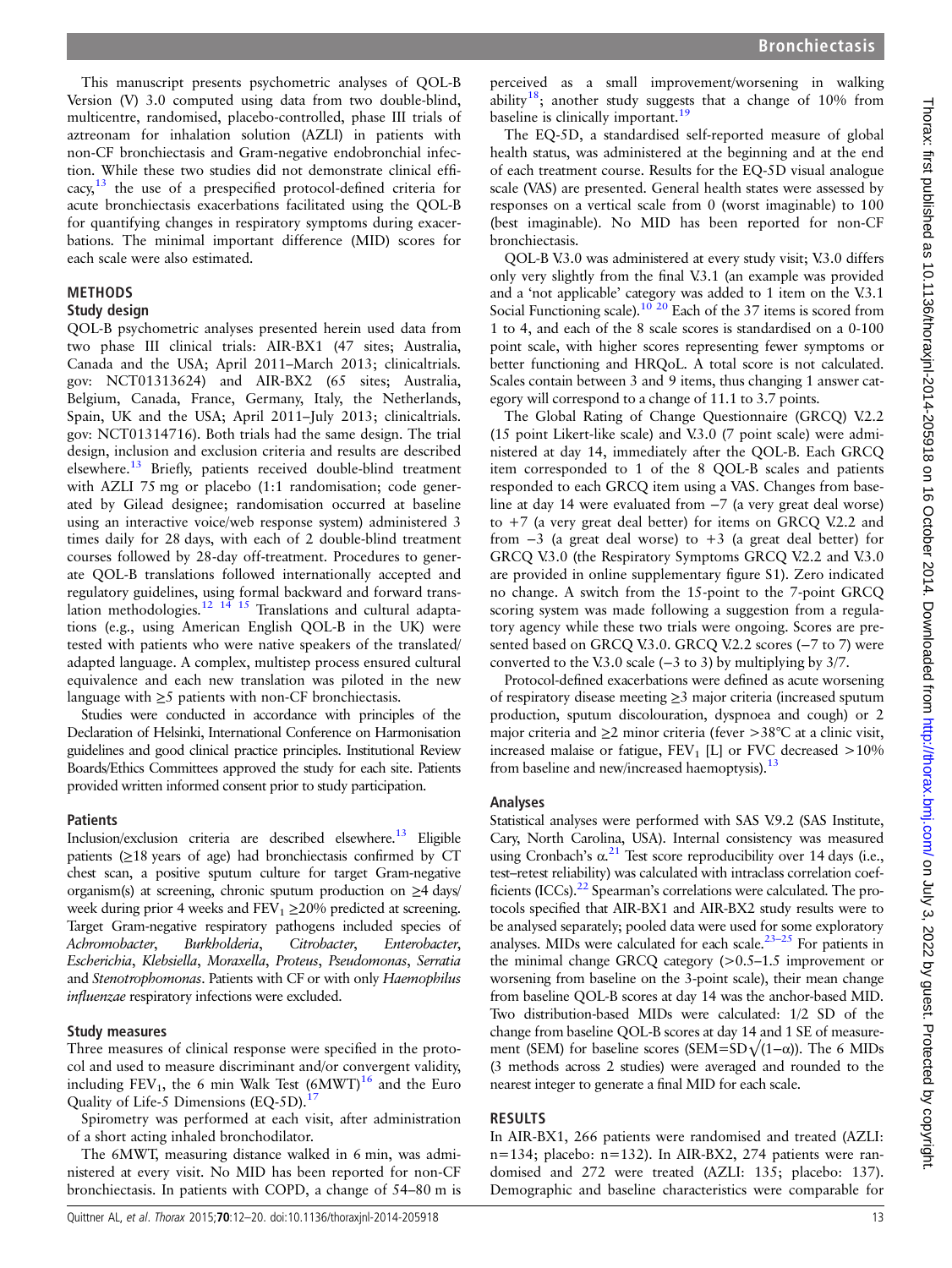This manuscript presents psychometric analyses of QOL-B Version (V) 3.0 computed using data from two double-blind, multicentre, randomised, placebo-controlled, phase III trials of aztreonam for inhalation solution (AZLI) in patients with non-CF bronchiectasis and Gram-negative endobronchial infection. While these two studies did not demonstrate clinical efficacy,[13] the use of a prespecified protocol-defined criteria for acute bronchiectasis exacerbations facilitated using the QOL-B for quantifying changes in respiratory symptoms during exacerbations. The minimal important difference (MID) scores for each scale were also estimated.

## METHODS

### Study design

QOL-B psychometric analyses presented herein used data from two phase III clinical trials: AIR-BX1 (47 sites; Australia, Canada and the USA; April 2011–March 2013; clinicaltrials.gov: NCT01313624) and AIR-BX2 (65 sites; Australia, Belgium, Canada, France, Germany, Italy, the Netherlands, Spain, UK and the USA; April 2011–July 2013; clinicaltrials.gov: NCT01314716). Both trials had the same design. The trial design, inclusion and exclusion criteria and results are described elsewhere.[13] Briefly, patients received double-blind treatment with AZLI 75 mg or placebo (1:1 randomisation; code generated by Gilead designee; randomisation occurred at baseline using an interactive voice/web response system) administered 3 times daily for 28 days, with each of 2 double-blind treatment courses followed by 28-day off-treatment. Procedures to generate QOL-B translations followed internationally accepted and regulatory guidelines, using formal backward and forward translation methodologies.[12 14 15] Translations and cultural adaptations (e.g., using American English QOL-B in the UK) were tested with patients who were native speakers of the translated/adapted language. A complex, multistep process ensured cultural equivalence and each new translation was piloted in the new language with ≥5 patients with non-CF bronchiectasis.

Studies were conducted in accordance with principles of the Declaration of Helsinki, International Conference on Harmonisation guidelines and good clinical practice principles. Institutional Review Boards/Ethics Committees approved the study for each site. Patients provided written informed consent prior to study participation.

### Patients

Inclusion/exclusion criteria are described elsewhere.[13] Eligible patients (≥18 years of age) had bronchiectasis confirmed by CT chest scan, a positive sputum culture for target Gram-negative organism(s) at screening, chronic sputum production on ≥4 days/week during prior 4 weeks and $FEV_1$ ≥20% predicted at screening. Target Gram-negative respiratory pathogens included species of *Achromobacter*, *Burkholderia*, *Citrobacter*, *Enterobacter*, *Escherichia*, *Klebsiella*, *Moraxella*, *Proteus*, *Pseudomonas*, *Serratia* and *Stenotrophomonas*. Patients with CF or with only *Haemophilus influenzae* respiratory infections were excluded.

### Study measures

Three measures of clinical response were specified in the protocol and used to measure discriminant and/or convergent validity, including $FEV_1$, the 6 min Walk Test (6MWT)[16] and the Euro Quality of Life-5 Dimensions (EQ-5D).[17]

Spirometry was performed at each visit, after administration of a short acting inhaled bronchodilator.

The 6MWT, measuring distance walked in 6 min, was administered at every visit. No MID has been reported for non-CF bronchiectasis. In patients with COPD, a change of 54–80 m is perceived as a small improvement/worsening in walking ability[18]; another study suggests that a change of 10% from baseline is clinically important.[19]

The EQ-5D, a standardised self-reported measure of global health status, was administered at the beginning and at the end of each treatment course. Results for the EQ-5D visual analogue scale (VAS) are presented. General health states were assessed by responses on a vertical scale from 0 (worst imaginable) to 100 (best imaginable). No MID has been reported for non-CF bronchiectasis.

QOL-B V.3.0 was administered at every study visit; V.3.0 differs only very slightly from the final V.3.1 (an example was provided and a 'not applicable' category was added to 1 item on the V.3.1 Social Functioning scale).[10 20] Each of the 37 items is scored from 1 to 4, and each of the 8 scale scores is standardised on a 0-100 point scale, with higher scores representing fewer symptoms or better functioning and HRQoL. A total score is not calculated. Scales contain between 3 and 9 items, thus changing 1 answer category will correspond to a change of 11.1 to 3.7 points.

The Global Rating of Change Questionnaire (GRCQ) V.2.2 (15 point Likert-like scale) and V.3.0 (7 point scale) were administered at day 14, immediately after the QOL-B. Each GRCQ item corresponded to 1 of the 8 QOL-B scales and patients responded to each GRCQ item using a VAS. Changes from baseline at day 14 were evaluated from −7 (a very great deal worse) to +7 (a very great deal better) for items on GRCQ V.2.2 and from −3 (a great deal worse) to +3 (a great deal better) for GRCQ V.3.0 (the Respiratory Symptoms GRCQ V.2.2 and V.3.0 are provided in online supplementary figure S1). Zero indicated no change. A switch from the 15-point to the 7-point GRCQ scoring system was made following a suggestion from a regulatory agency while these two trials were ongoing. Scores are presented based on GRCQ V.3.0. GRCQ V.2.2 scores (−7 to 7) were converted to the V.3.0 scale (−3 to 3) by multiplying by 3/7.

Protocol-defined exacerbations were defined as acute worsening of respiratory disease meeting ≥3 major criteria (increased sputum production, sputum discolouration, dyspnoea and cough) or 2 major criteria and ≥2 minor criteria (fever >38°C at a clinic visit, increased malaise or fatigue, $FEV_1$ [L] or FVC decreased >10% from baseline and new/increased haemoptysis).[13]

### Analyses

Statistical analyses were performed with SAS V.9.2 (SAS Institute, Cary, North Carolina, USA). Internal consistency was measured using Cronbach's α.[21] Test score reproducibility over 14 days (i.e., test–retest reliability) was calculated with intraclass correlation coefficients (ICCs).[22] Spearman's correlations were calculated. The protocols specified that AIR-BX1 and AIR-BX2 study results were to be analysed separately; pooled data were used for some exploratory analyses. MIDs were calculated for each scale.[23–25] For patients in the minimal change GRCQ category (>0.5–1.5 improvement or worsening from baseline on the 3-point scale), their mean change from baseline QOL-B scores at day 14 was the anchor-based MID. Two distribution-based MIDs were calculated: 1/2 SD of the change from baseline QOL-B scores at day 14 and 1 SE of measurement (SEM) for baseline scores ($SEM = SD\sqrt{(1-\alpha)}$). The 6 MIDs (3 methods across 2 studies) were averaged and rounded to the nearest integer to generate a final MID for each scale.

## RESULTS

In AIR-BX1, 266 patients were randomised and treated (AZLI: n=134; placebo: n=132). In AIR-BX2, 274 patients were randomised and 272 were treated (AZLI: 135; placebo: 137). Demographic and baseline characteristics were comparable for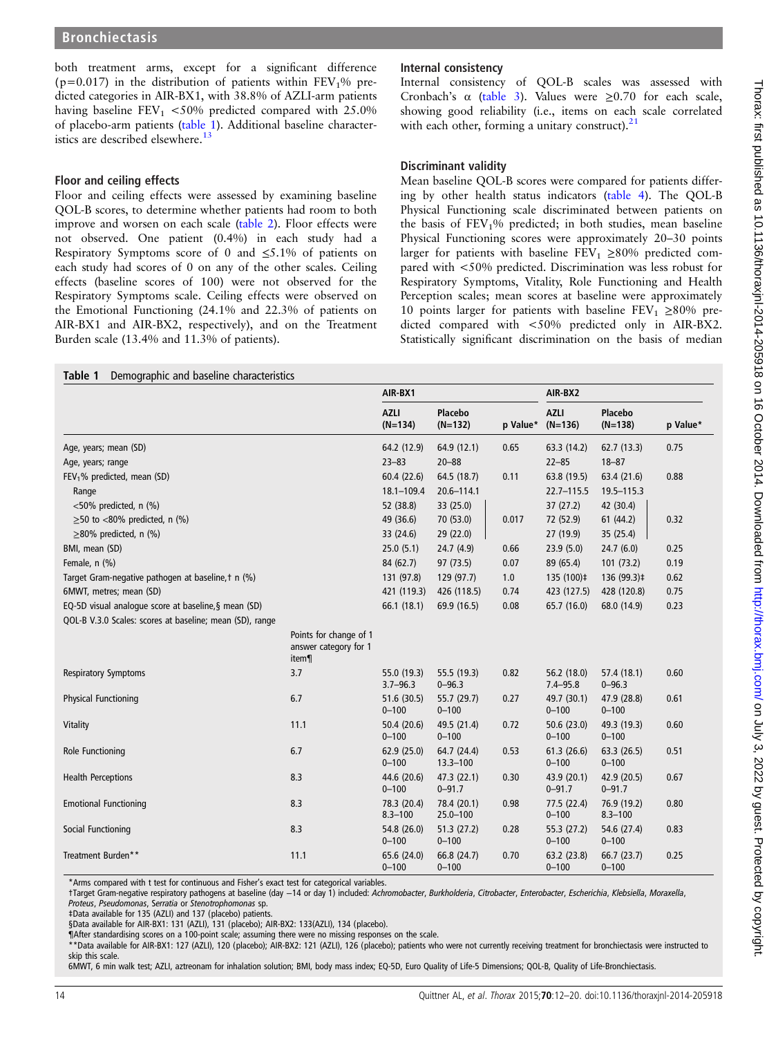both treatment arms, except for a significant difference ($p=0.017$) in the distribution of patients within $FEV_1$% predicted categories in AIR-BX1, with 38.8% of AZLI-arm patients having baseline $FEV_1$ <50% predicted compared with 25.0% of placebo-arm patients (table 1). Additional baseline characteristics are described elsewhere.[13]

### Floor and ceiling effects

Floor and ceiling effects were assessed by examining baseline QOL-B scores, to determine whether patients had room to both improve and worsen on each scale (table 2). Floor effects were not observed. One patient (0.4%) in each study had a Respiratory Symptoms score of 0 and ≤5.1% of patients on each study had scores of 0 on any of the other scales. Ceiling effects (baseline scores of 100) were not observed for the Respiratory Symptoms scale. Ceiling effects were observed on the Emotional Functioning (24.1% and 22.3% of patients on AIR-BX1 and AIR-BX2, respectively), and on the Treatment Burden scale (13.4% and 11.3% of patients).

### Internal consistency

Internal consistency of QOL-B scales was assessed with Cronbach's α (table 3). Values were ≥0.70 for each scale, showing good reliability (i.e., items on each scale correlated with each other, forming a unitary construct).[21]

### Discriminant validity

Mean baseline QOL-B scores were compared for patients differing by other health status indicators (table 4). The QOL-B Physical Functioning scale discriminated between patients on the basis of $FEV_1$% predicted; in both studies, mean baseline Physical Functioning scores were approximately 20–30 points larger for patients with baseline $FEV_1$ ≥80% predicted compared with <50% predicted. Discrimination was less robust for Respiratory Symptoms, Vitality, Role Functioning and Health Perception scales; mean scores at baseline were approximately 10 points larger for patients with baseline $FEV_1$ ≥80% predicted compared with <50% predicted only in AIR-BX2. Statistically significant discrimination on the basis of median

**Table 1** Demographic and baseline characteristics

| | | AIR-BX1 | | | AIR-BX2 | | |
|---|---|---|---|---|---|---|---|
| | | AZLI (N=134) | Placebo (N=132) | p Value* | AZLI (N=136) | Placebo (N=138) | p Value* |
| Age, years; mean (SD) | | 64.2 (12.9) | 64.9 (12.1) | 0.65 | 63.3 (14.2) | 62.7 (13.3) | 0.75 |
| Age, years; range | | 23–83 | 20–88 | | 22–85 | 18–87 | |
| $FEV_1$% predicted, mean (SD) | | 60.4 (22.6) | 64.5 (18.7) | 0.11 | 63.8 (19.5) | 63.4 (21.6) | 0.88 |
| Range | | 18.1–109.4 | 20.6–114.1 | | 22.7–115.5 | 19.5–115.3 | |
| <50% predicted, n (%) | | 52 (38.8) | 33 (25.0) | 0.017 | 37 (27.2) | 42 (30.4) | 0.32 |
| ≥50 to <80% predicted, n (%) | | 49 (36.6) | 70 (53.0) | | 72 (52.9) | 61 (44.2) | |
| ≥80% predicted, n (%) | | 33 (24.6) | 29 (22.0) | | 27 (19.9) | 35 (25.4) | |
| BMI, mean (SD) | | 25.0 (5.1) | 24.7 (4.9) | 0.66 | 23.9 (5.0) | 24.7 (6.0) | 0.25 |
| Female, n (%) | | 84 (62.7) | 97 (73.5) | 0.07 | 89 (65.4) | 101 (73.2) | 0.19 |
| Target Gram-negative pathogen at baseline,† n (%) | | 131 (97.8) | 129 (97.7) | 1.0 | 135 (100)‡ | 136 (99.3)‡ | 0.62 |
| 6MWT, metres; mean (SD) | | 421 (119.3) | 426 (118.5) | 0.74 | 423 (127.5) | 428 (120.8) | 0.75 |
| EQ-5D visual analogue score at baseline,§ mean (SD) | | 66.1 (18.1) | 69.9 (16.5) | 0.08 | 65.7 (16.0) | 68.0 (14.9) | 0.23 |
| QOL-B V.3.0 Scales: scores at baseline; mean (SD), range | Points for change of 1 answer category for 1 item¶ | | | | | | |
| Respiratory Symptoms | 3.7 | 55.0 (19.3) 3.7–96.3 | 55.5 (19.3) 0–96.3 | 0.82 | 56.2 (18.0) 7.4–95.8 | 57.4 (18.1) 0–96.3 | 0.60 |
| Physical Functioning | 6.7 | 51.6 (30.5) 0–100 | 55.7 (29.7) 0–100 | 0.27 | 49.7 (30.1) 0–100 | 47.9 (28.8) 0–100 | 0.61 |
| Vitality | 11.1 | 50.4 (20.6) 0–100 | 49.5 (21.4) 0–100 | 0.72 | 50.6 (23.0) 0–100 | 49.3 (19.3) 0–100 | 0.60 |
| Role Functioning | 6.7 | 62.9 (25.0) 0–100 | 64.7 (24.4) 13.3–100 | 0.53 | 61.3 (26.6) 0–100 | 63.3 (26.5) 0–100 | 0.51 |
| Health Perceptions | 8.3 | 44.6 (20.6) 0–100 | 47.3 (22.1) 0–91.7 | 0.30 | 43.9 (20.1) 0–91.7 | 42.9 (20.5) 0–91.7 | 0.67 |
| Emotional Functioning | 8.3 | 78.3 (20.4) 8.3–100 | 78.4 (20.1) 25.0–100 | 0.98 | 77.5 (22.4) 0–100 | 76.9 (19.2) 8.3–100 | 0.80 |
| Social Functioning | 8.3 | 54.8 (26.0) 0–100 | 51.3 (27.2) 0–100 | 0.28 | 55.3 (27.2) 0–100 | 54.6 (27.4) 0–100 | 0.83 |
| Treatment Burden** | 11.1 | 65.6 (24.0) 0–100 | 66.8 (24.7) 0–100 | 0.70 | 63.2 (23.8) 0–100 | 66.7 (23.7) 0–100 | 0.25 |

*Arms compared with t test for continuous and Fisher's exact test for categorical variables.
†Target Gram-negative respiratory pathogens at baseline (day −14 or day 1) included: *Achromobacter*, *Burkholderia*, *Citrobacter*, *Enterobacter*, *Escherichia*, *Klebsiella*, *Moraxella*, *Proteus*, *Pseudomonas*, *Serratia* or *Stenotrophomonas* sp.
‡Data available for 135 (AZLI) and 137 (placebo) patients.
§Data available for AIR-BX1: 131 (AZLI), 131 (placebo); AIR-BX2: 133(AZLI), 134 (placebo).
¶After standardising scores on a 100-point scale; assuming there were no missing responses on the scale.
**Data available for AIR-BX1: 127 (AZLI), 120 (placebo); AIR-BX2: 121 (AZLI), 126 (placebo); patients who were not currently receiving treatment for bronchiectasis were instructed to skip this scale.
6MWT, 6 min walk test; AZLI, aztreonam for inhalation solution; BMI, body mass index; EQ-5D, Euro Quality of Life-5 Dimensions; QOL-B, Quality of Life-Bronchiectasis.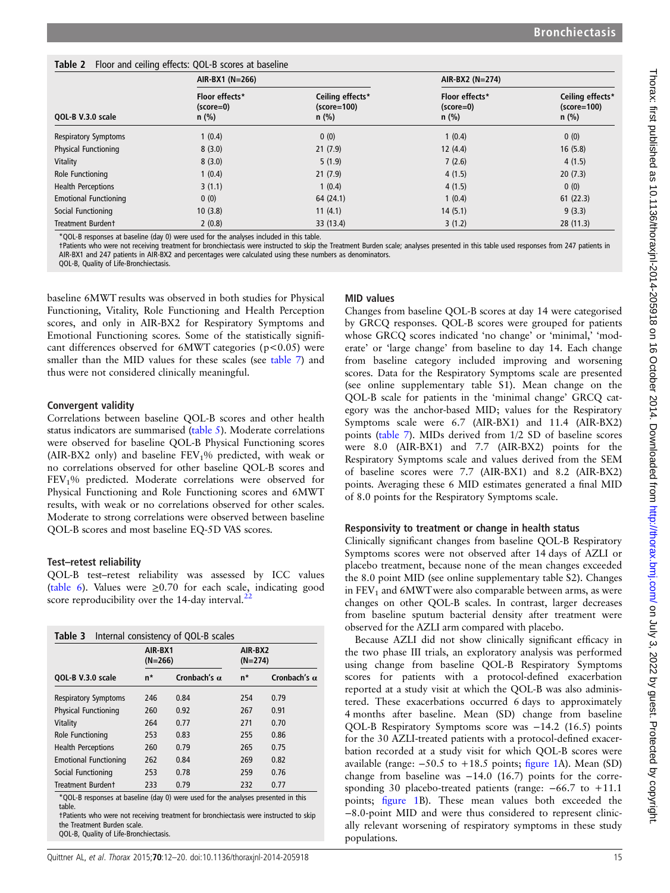**Table 2** Floor and ceiling effects: QOL-B scores at baseline

| QOL-B V.3.0 scale | AIR-BX1 (N=266) Floor effects* (score=0) n (%) | AIR-BX1 (N=266) Ceiling effects* (score=100) n (%) | AIR-BX2 (N=274) Floor effects* (score=0) n (%) | AIR-BX2 (N=274) Ceiling effects* (score=100) n (%) |
|---|---|---|---|---|
| Respiratory Symptoms | 1 (0.4) | 0 (0) | 1 (0.4) | 0 (0) |
| Physical Functioning | 8 (3.0) | 21 (7.9) | 12 (4.4) | 16 (5.8) |
| Vitality | 8 (3.0) | 5 (1.9) | 7 (2.6) | 4 (1.5) |
| Role Functioning | 1 (0.4) | 21 (7.9) | 4 (1.5) | 20 (7.3) |
| Health Perceptions | 3 (1.1) | 1 (0.4) | 4 (1.5) | 0 (0) |
| Emotional Functioning | 0 (0) | 64 (24.1) | 1 (0.4) | 61 (22.3) |
| Social Functioning | 10 (3.8) | 11 (4.1) | 14 (5.1) | 9 (3.3) |
| Treatment Burden† | 2 (0.8) | 33 (13.4) | 3 (1.2) | 28 (11.3) |

*QOL-B responses at baseline (day 0) were used for the analyses included in this table.
†Patients who were not receiving treatment for bronchiectasis were instructed to skip the Treatment Burden scale; analyses presented in this table used responses from 247 patients in AIR-BX1 and 247 patients in AIR-BX2 and percentages were calculated using these numbers as denominators.
QOL-B, Quality of Life-Bronchiectasis.

baseline 6MWT results was observed in both studies for Physical Functioning, Vitality, Role Functioning and Health Perception scores, and only in AIR-BX2 for Respiratory Symptoms and Emotional Functioning scores. Some of the statistically significant differences observed for 6MWT categories ($p<0.05$) were smaller than the MID values for these scales (see table 7) and thus were not considered clinically meaningful.

### Convergent validity

Correlations between baseline QOL-B scores and other health status indicators are summarised (table 5). Moderate correlations were observed for baseline QOL-B Physical Functioning scores (AIR-BX2 only) and baseline $FEV_1$% predicted, with weak or no correlations observed for other baseline QOL-B scores and $FEV_1$% predicted. Moderate correlations were observed for Physical Functioning and Role Functioning scores and 6MWT results, with weak or no correlations observed for other scales. Moderate to strong correlations were observed between baseline QOL-B scores and most baseline EQ-5D VAS scores.

### Test–retest reliability

QOL-B test–retest reliability was assessed by ICC values (table 6). Values were ≥0.70 for each scale, indicating good score reproducibility over the 14-day interval.[22]

**Table 3** Internal consistency of QOL-B scales

| QOL-B V.3.0 scale | AIR-BX1 (N=266) n* | AIR-BX1 (N=266) Cronbach's α | AIR-BX2 (N=274) n* | AIR-BX2 (N=274) Cronbach's α |
|---|---|---|---|---|
| Respiratory Symptoms | 246 | 0.84 | 254 | 0.79 |
| Physical Functioning | 260 | 0.92 | 267 | 0.91 |
| Vitality | 264 | 0.77 | 271 | 0.70 |
| Role Functioning | 253 | 0.83 | 255 | 0.86 |
| Health Perceptions | 260 | 0.79 | 265 | 0.75 |
| Emotional Functioning | 262 | 0.84 | 269 | 0.82 |
| Social Functioning | 253 | 0.78 | 259 | 0.76 |
| Treatment Burden† | 233 | 0.79 | 232 | 0.77 |

*QOL-B responses at baseline (day 0) were used for the analyses presented in this table.
†Patients who were not receiving treatment for bronchiectasis were instructed to skip the Treatment Burden scale.
QOL-B, Quality of Life-Bronchiectasis.

### MID values

Changes from baseline QOL-B scores at day 14 were categorised by GRCQ responses. QOL-B scores were grouped for patients whose GRCQ scores indicated 'no change' or 'minimal,' 'moderate' or 'large change' from baseline to day 14. Each change from baseline category included improving and worsening scores. Data for the Respiratory Symptoms scale are presented (see online supplementary table S1). Mean change on the QOL-B scale for patients in the 'minimal change' GRCQ category was the anchor-based MID; values for the Respiratory Symptoms scale were 6.7 (AIR-BX1) and 11.4 (AIR-BX2) points (table 7). MIDs derived from 1/2 SD of baseline scores were 8.0 (AIR-BX1) and 7.7 (AIR-BX2) points for the Respiratory Symptoms scale and values derived from the SEM of baseline scores were 7.7 (AIR-BX1) and 8.2 (AIR-BX2) points. Averaging these 6 MID estimates generated a final MID of 8.0 points for the Respiratory Symptoms scale.

### Responsivity to treatment or change in health status

Clinically significant changes from baseline QOL-B Respiratory Symptoms scores were not observed after 14 days of AZLI or placebo treatment, because none of the mean changes exceeded the 8.0 point MID (see online supplementary table S2). Changes in $FEV_1$ and 6MWT were also comparable between arms, as were changes on other QOL-B scales. In contrast, larger decreases from baseline sputum bacterial density after treatment were observed for the AZLI arm compared with placebo.

Because AZLI did not show clinically significant efficacy in the two phase III trials, an exploratory analysis was performed using change from baseline QOL-B Respiratory Symptoms scores for patients with a protocol-defined exacerbation reported at a study visit at which the QOL-B was also administered. These exacerbations occurred 6 days to approximately 4 months after baseline. Mean (SD) change from baseline QOL-B Respiratory Symptoms score was −14.2 (16.5) points for the 30 AZLI-treated patients with a protocol-defined exacerbation recorded at a study visit for which QOL-B scores were available (range: −50.5 to +18.5 points; figure 1A). Mean (SD) change from baseline was −14.0 (16.7) points for the corresponding 30 placebo-treated patients (range: −66.7 to +11.1 points; figure 1B). These mean values both exceeded the −8.0-point MID and were thus considered to represent clinically relevant worsening of respiratory symptoms in these study populations.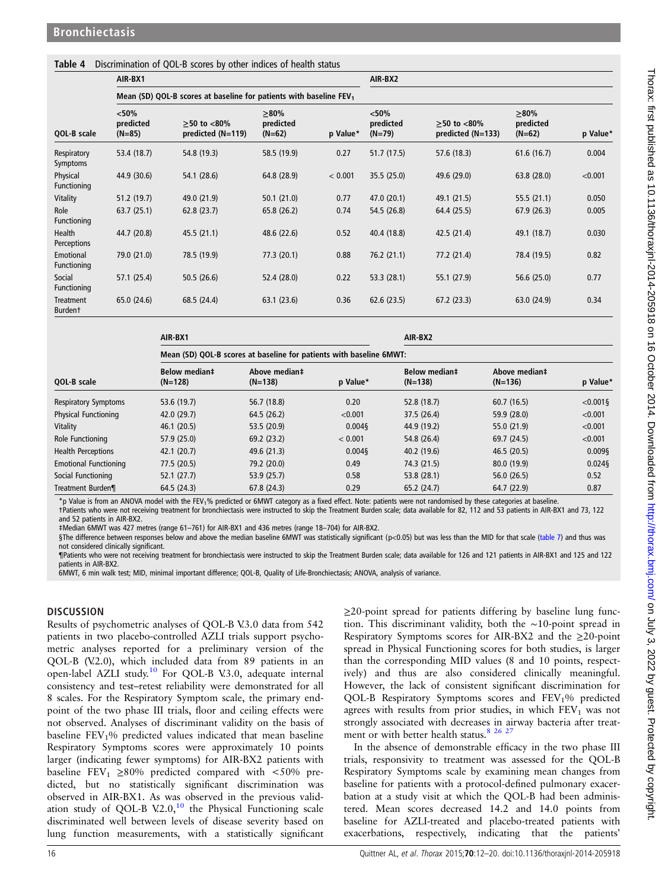**Table 4** Discrimination of QOL-B scores by other indices of health status

| | AIR-BX1 | | | | AIR-BX2 | | | |
|---|---|---|---|---|---|---|---|---|
| | Mean (SD) QOL-B scores at baseline for patients with baseline $FEV_1$ | | | | | | | |
| QOL-B scale | <50% predicted (N=85) | ≥50 to <80% predicted (N=119) | ≥80% predicted (N=62) | p Value* | <50% predicted (N=79) | ≥50 to <80% predicted (N=133) | ≥80% predicted (N=62) | p Value* |
| Respiratory Symptoms | 53.4 (18.7) | 54.8 (19.3) | 58.5 (19.9) | 0.27 | 51.7 (17.5) | 57.6 (18.3) | 61.6 (16.7) | 0.004 |
| Physical Functioning | 44.9 (30.6) | 54.1 (28.6) | 64.8 (28.9) | < 0.001 | 35.5 (25.0) | 49.6 (29.0) | 63.8 (28.0) | <0.001 |
| Vitality | 51.2 (19.7) | 49.0 (21.9) | 50.1 (21.0) | 0.77 | 47.0 (20.1) | 49.1 (21.5) | 55.5 (21.1) | 0.050 |
| Role Functioning | 63.7 (25.1) | 62.8 (23.7) | 65.8 (26.2) | 0.74 | 54.5 (26.8) | 64.4 (25.5) | 67.9 (26.3) | 0.005 |
| Health Perceptions | 44.7 (20.8) | 45.5 (21.1) | 48.6 (22.6) | 0.52 | 40.4 (18.8) | 42.5 (21.4) | 49.1 (18.7) | 0.030 |
| Emotional Functioning | 79.0 (21.0) | 78.5 (19.9) | 77.3 (20.1) | 0.88 | 76.2 (21.1) | 77.2 (21.4) | 78.4 (19.5) | 0.82 |
| Social Functioning | 57.1 (25.4) | 50.5 (26.6) | 52.4 (28.0) | 0.22 | 53.3 (28.1) | 55.1 (27.9) | 56.6 (25.0) | 0.77 |
| Treatment Burden† | 65.0 (24.6) | 68.5 (24.4) | 63.1 (23.6) | 0.36 | 62.6 (23.5) | 67.2 (23.3) | 63.0 (24.9) | 0.34 |

| | AIR-BX1 | | | AIR-BX2 | | |
|---|---|---|---|---|---|---|
| | Mean (SD) QOL-B scores at baseline for patients with baseline 6MWT: | | | | | |
| QOL-B scale | Below median‡ (N=128) | Above median‡ (N=138) | p Value* | Below median‡ (N=138) | Above median‡ (N=136) | p Value* |
| Respiratory Symptoms | 53.6 (19.7) | 56.7 (18.8) | 0.20 | 52.8 (18.7) | 60.7 (16.5) | <0.001§ |
| Physical Functioning | 42.0 (29.7) | 64.5 (26.2) | <0.001 | 37.5 (26.4) | 59.9 (28.0) | <0.001 |
| Vitality | 46.1 (20.5) | 53.5 (20.9) | 0.004§ | 44.9 (19.2) | 55.0 (21.9) | <0.001 |
| Role Functioning | 57.9 (25.0) | 69.2 (23.2) | < 0.001 | 54.8 (26.4) | 69.7 (24.5) | <0.001 |
| Health Perceptions | 42.1 (20.7) | 49.6 (21.3) | 0.004§ | 40.2 (19.6) | 46.5 (20.5) | 0.009§ |
| Emotional Functioning | 77.5 (20.5) | 79.2 (20.0) | 0.49 | 74.3 (21.5) | 80.0 (19.9) | 0.024§ |
| Social Functioning | 52.1 (27.7) | 53.9 (25.7) | 0.58 | 53.8 (28.1) | 56.0 (26.5) | 0.52 |
| Treatment Burden¶ | 64.5 (24.3) | 67.8 (24.3) | 0.29 | 65.2 (24.7) | 64.7 (22.9) | 0.87 |

*p Value is from an ANOVA model with the $FEV_1$% predicted or 6MWT category as a fixed effect. Note: patients were not randomised by these categories at baseline.
†Patients who were not receiving treatment for bronchiectasis were instructed to skip the Treatment Burden scale; data available for 82, 112 and 53 patients in AIR-BX1 and 73, 122 and 52 patients in AIR-BX2.
‡Median 6MWT was 427 metres (range 61–761) for AIR-BX1 and 436 metres (range 18–704) for AIR-BX2.
§The difference between responses below and above the median baseline 6MWT was statistically significant (p<0.05) but was less than the MID for that scale (table 7) and thus was not considered clinically significant.
¶Patients who were not receiving treatment for bronchiectasis were instructed to skip the Treatment Burden scale; data available for 126 and 121 patients in AIR-BX1 and 125 and 122 patients in AIR-BX2.
6MWT, 6 min walk test; MID, minimal important difference; QOL-B, Quality of Life-Bronchiectasis; ANOVA, analysis of variance.

## DISCUSSION

Results of psychometric analyses of QOL-B V.3.0 data from 542 patients in two placebo-controlled AZLI trials support psychometric analyses reported for a preliminary version of the QOL-B (V.2.0), which included data from 89 patients in an open-label AZLI study.[10] For QOL-B V.3.0, adequate internal consistency and test–retest reliability were demonstrated for all 8 scales. For the Respiratory Symptom scale, the primary endpoint of the two phase III trials, floor and ceiling effects were not observed. Analyses of discriminant validity on the basis of baseline $FEV_1$% predicted values indicated that mean baseline Respiratory Symptoms scores were approximately 10 points larger (indicating fewer symptoms) for AIR-BX2 patients with baseline $FEV_1$ ≥80% predicted compared with <50% predicted, but no statistically significant discrimination was observed in AIR-BX1. As was observed in the previous validation study of QOL-B V.2.0,[10] the Physical Functioning scale discriminated well between levels of disease severity based on lung function measurements, with a statistically significant ≥20-point spread for patients differing by baseline lung function. This discriminant validity, both the ~10-point spread in Respiratory Symptoms scores for AIR-BX2 and the ≥20-point spread in Physical Functioning scores for both studies, is larger than the corresponding MID values (8 and 10 points, respectively) and thus are also considered clinically meaningful. However, the lack of consistent significant discrimination for QOL-B Respiratory Symptoms scores and $FEV_1$% predicted agrees with results from prior studies, in which $FEV_1$ was not strongly associated with decreases in airway bacteria after treatment or with better health status.[8,26,27]

In the absence of demonstrable efficacy in the two phase III trials, responsivity to treatment was assessed for the QOL-B Respiratory Symptoms scale by examining mean changes from baseline for patients with a protocol-defined pulmonary exacerbation at a study visit at which the QOL-B had been administered. Mean scores decreased 14.2 and 14.0 points from baseline for AZLI-treated and placebo-treated patients with exacerbations, respectively, indicating that the patients'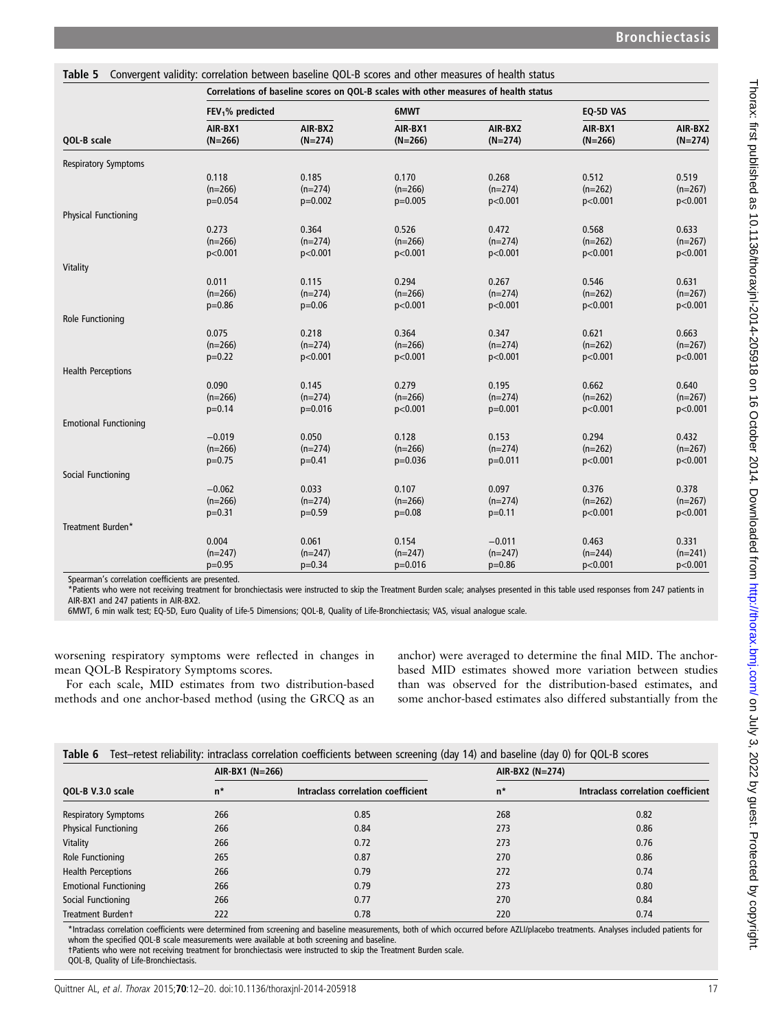**Table 5** Convergent validity: correlation between baseline QOL-B scores and other measures of health status

| QOL-B scale | FEV$_1$% predicted AIR-BX1 (N=266) | FEV$_1$% predicted AIR-BX2 (N=274) | 6MWT AIR-BX1 (N=266) | 6MWT AIR-BX2 (N=274) | EQ-5D VAS AIR-BX1 (N=266) | EQ-5D VAS AIR-BX2 (N=274) |
|---|---|---|---|---|---|---|
| Respiratory Symptoms | 0.118 (n=266) p=0.054 | 0.185 (n=274) p=0.002 | 0.170 (n=266) p=0.005 | 0.268 (n=274) p<0.001 | 0.512 (n=262) p<0.001 | 0.519 (n=267) p<0.001 |
| Physical Functioning | 0.273 (n=266) p<0.001 | 0.364 (n=274) p<0.001 | 0.526 (n=266) p<0.001 | 0.472 (n=274) p<0.001 | 0.568 (n=262) p<0.001 | 0.633 (n=267) p<0.001 |
| Vitality | 0.011 (n=266) p=0.86 | 0.115 (n=274) p=0.06 | 0.294 (n=266) p<0.001 | 0.267 (n=274) p<0.001 | 0.546 (n=262) p<0.001 | 0.631 (n=267) p<0.001 |
| Role Functioning | 0.075 (n=266) p=0.22 | 0.218 (n=274) p<0.001 | 0.364 (n=266) p<0.001 | 0.347 (n=274) p<0.001 | 0.621 (n=262) p<0.001 | 0.663 (n=267) p<0.001 |
| Health Perceptions | 0.090 (n=266) p=0.14 | 0.145 (n=274) p=0.016 | 0.279 (n=266) p<0.001 | 0.195 (n=274) p=0.001 | 0.662 (n=262) p<0.001 | 0.640 (n=267) p<0.001 |
| Emotional Functioning | −0.019 (n=266) p=0.75 | 0.050 (n=274) p=0.41 | 0.128 (n=266) p=0.036 | 0.153 (n=274) p=0.011 | 0.294 (n=262) p<0.001 | 0.432 (n=267) p<0.001 |
| Social Functioning | −0.062 (n=266) p=0.31 | 0.033 (n=274) p=0.59 | 0.107 (n=266) p=0.08 | 0.097 (n=274) p=0.11 | 0.376 (n=262) p<0.001 | 0.378 (n=267) p<0.001 |
| Treatment Burden* | 0.004 (n=247) p=0.95 | 0.061 (n=247) p=0.34 | 0.154 (n=247) p=0.016 | −0.011 (n=247) p=0.86 | 0.463 (n=244) p<0.001 | 0.331 (n=241) p<0.001 |

Spearman's correlation coefficients are presented.
*Patients who were not receiving treatment for bronchiectasis were instructed to skip the Treatment Burden scale; analyses presented in this table used responses from 247 patients in AIR-BX1 and 247 patients in AIR-BX2.
6MWT, 6 min walk test; EQ-5D, Euro Quality of Life-5 Dimensions; QOL-B, Quality of Life-Bronchiectasis; VAS, visual analogue scale.

worsening respiratory symptoms were reflected in changes in mean QOL-B Respiratory Symptoms scores.

For each scale, MID estimates from two distribution-based methods and one anchor-based method (using the GRCQ as an anchor) were averaged to determine the final MID. The anchor-based MID estimates showed more variation between studies than was observed for the distribution-based estimates, and some anchor-based estimates also differed substantially from the

**Table 6** Test–retest reliability: intraclass correlation coefficients between screening (day 14) and baseline (day 0) for QOL-B scores

| QOL-B V.3.0 scale | AIR-BX1 (N=266) n* | AIR-BX1 (N=266) Intraclass correlation coefficient | AIR-BX2 (N=274) n* | AIR-BX2 (N=274) Intraclass correlation coefficient |
|---|---|---|---|---|
| Respiratory Symptoms | 266 | 0.85 | 268 | 0.82 |
| Physical Functioning | 266 | 0.84 | 273 | 0.86 |
| Vitality | 266 | 0.72 | 273 | 0.76 |
| Role Functioning | 265 | 0.87 | 270 | 0.86 |
| Health Perceptions | 266 | 0.79 | 272 | 0.74 |
| Emotional Functioning | 266 | 0.79 | 273 | 0.80 |
| Social Functioning | 266 | 0.77 | 270 | 0.84 |
| Treatment Burden† | 222 | 0.78 | 220 | 0.74 |

*Intraclass correlation coefficients were determined from screening and baseline measurements, both of which occurred before AZLI/placebo treatments. Analyses included patients for whom the specified QOL-B scale measurements were available at both screening and baseline.
†Patients who were not receiving treatment for bronchiectasis were instructed to skip the Treatment Burden scale.
QOL-B, Quality of Life-Bronchiectasis.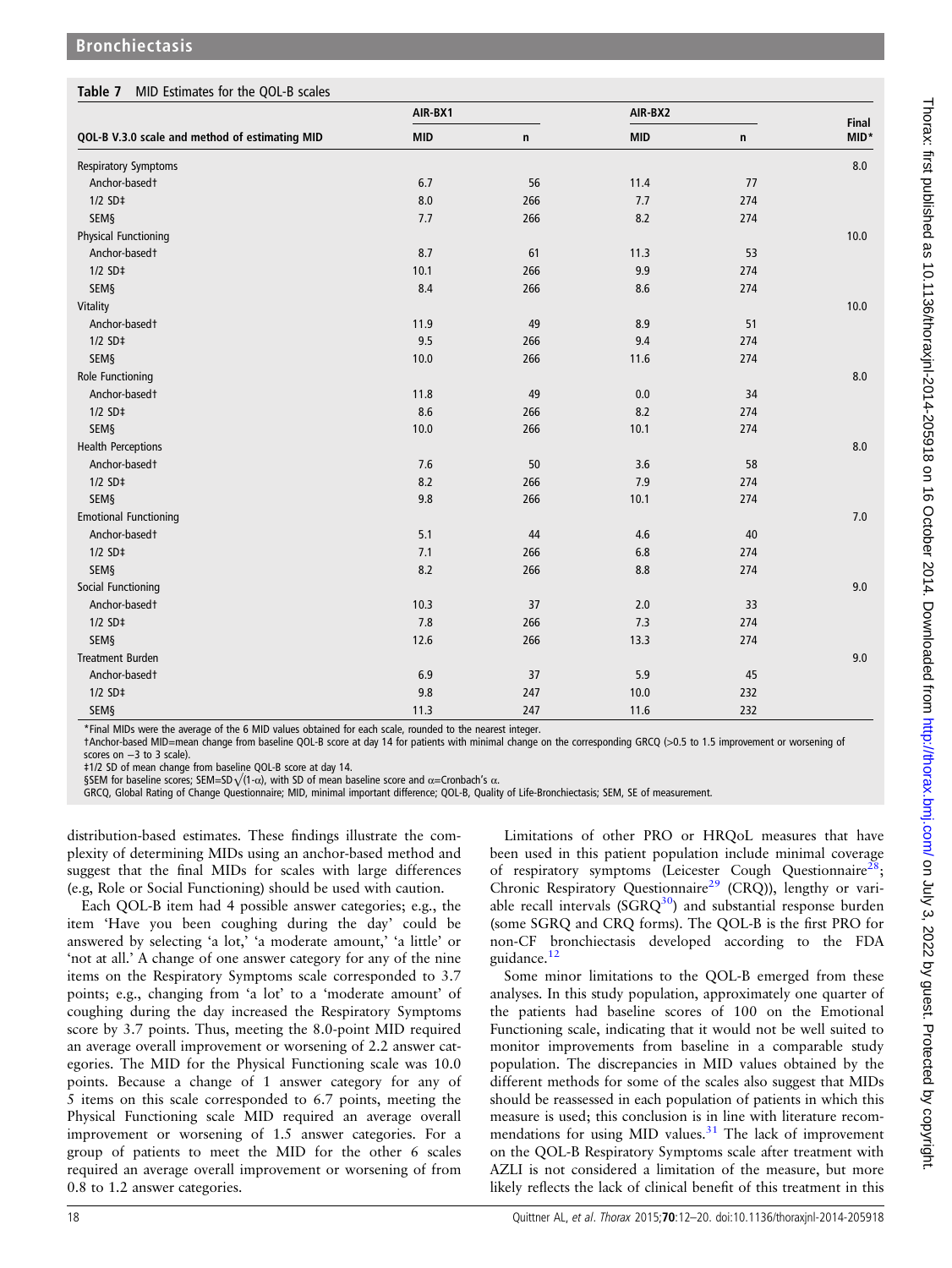**Table 7** MID Estimates for the QOL-B scales

| QOL-B V.3.0 scale and method of estimating MID | AIR-BX1 | | AIR-BX2 | | Final MID* |
|---|---|---|---|---|---|
| | MID | n | MID | n | |
| Respiratory Symptoms | | | | | 8.0 |
| Anchor-based† | 6.7 | 56 | 11.4 | 77 | |
| 1/2 SD‡ | 8.0 | 266 | 7.7 | 274 | |
| SEM§ | 7.7 | 266 | 8.2 | 274 | |
| Physical Functioning | | | | | 10.0 |
| Anchor-based† | 8.7 | 61 | 11.3 | 53 | |
| 1/2 SD‡ | 10.1 | 266 | 9.9 | 274 | |
| SEM§ | 8.4 | 266 | 8.6 | 274 | |
| Vitality | | | | | 10.0 |
| Anchor-based† | 11.9 | 49 | 8.9 | 51 | |
| 1/2 SD‡ | 9.5 | 266 | 9.4 | 274 | |
| SEM§ | 10.0 | 266 | 11.6 | 274 | |
| Role Functioning | | | | | 8.0 |
| Anchor-based† | 11.8 | 49 | 0.0 | 34 | |
| 1/2 SD‡ | 8.6 | 266 | 8.2 | 274 | |
| SEM§ | 10.0 | 266 | 10.1 | 274 | |
| Health Perceptions | | | | | 8.0 |
| Anchor-based† | 7.6 | 50 | 3.6 | 58 | |
| 1/2 SD‡ | 8.2 | 266 | 7.9 | 274 | |
| SEM§ | 9.8 | 266 | 10.1 | 274 | |
| Emotional Functioning | | | | | 7.0 |
| Anchor-based† | 5.1 | 44 | 4.6 | 40 | |
| 1/2 SD‡ | 7.1 | 266 | 6.8 | 274 | |
| SEM§ | 8.2 | 266 | 8.8 | 274 | |
| Social Functioning | | | | | 9.0 |
| Anchor-based† | 10.3 | 37 | 2.0 | 33 | |
| 1/2 SD‡ | 7.8 | 266 | 7.3 | 274 | |
| SEM§ | 12.6 | 266 | 13.3 | 274 | |
| Treatment Burden | | | | | 9.0 |
| Anchor-based† | 6.9 | 37 | 5.9 | 45 | |
| 1/2 SD‡ | 9.8 | 247 | 10.0 | 232 | |
| SEM§ | 11.3 | 247 | 11.6 | 232 | |

*Final MIDs were the average of the 6 MID values obtained for each scale, rounded to the nearest integer.
†Anchor-based MID=mean change from baseline QOL-B score at day 14 for patients with minimal change on the corresponding GRCQ (>0.5 to 1.5 improvement or worsening of scores on −3 to 3 scale).
‡1/2 SD of mean change from baseline QOL-B score at day 14.
§SEM for baseline scores; SEM=SD$\sqrt{(1\text{-}\alpha)}$, with SD of mean baseline score and $\alpha$=Cronbach's $\alpha$.
GRCQ, Global Rating of Change Questionnaire; MID, minimal important difference; QOL-B, Quality of Life-Bronchiectasis; SEM, SE of measurement.

distribution-based estimates. These findings illustrate the complexity of determining MIDs using an anchor-based method and suggest that the final MIDs for scales with large differences (e.g, Role or Social Functioning) should be used with caution.

Each QOL-B item had 4 possible answer categories; e.g., the item 'Have you been coughing during the day' could be answered by selecting 'a lot,' 'a moderate amount,' 'a little' or 'not at all.' A change of one answer category for any of the nine items on the Respiratory Symptoms scale corresponded to 3.7 points; e.g., changing from 'a lot' to a 'moderate amount' of coughing during the day increased the Respiratory Symptoms score by 3.7 points. Thus, meeting the 8.0-point MID required an average overall improvement or worsening of 2.2 answer categories. The MID for the Physical Functioning scale was 10.0 points. Because a change of 1 answer category for any of 5 items on this scale corresponded to 6.7 points, meeting the Physical Functioning scale MID required an average overall improvement or worsening of 1.5 answer categories. For a group of patients to meet the MID for the other 6 scales required an average overall improvement or worsening of from 0.8 to 1.2 answer categories.

Limitations of other PRO or HRQoL measures that have been used in this patient population include minimal coverage of respiratory symptoms (Leicester Cough Questionnaire[28]; Chronic Respiratory Questionnaire[29] (CRQ)), lengthy or variable recall intervals (SGRQ[30]) and substantial response burden (some SGRQ and CRQ forms). The QOL-B is the first PRO for non-CF bronchiectasis developed according to the FDA guidance.[12]

Some minor limitations to the QOL-B emerged from these analyses. In this study population, approximately one quarter of the patients had baseline scores of 100 on the Emotional Functioning scale, indicating that it would not be well suited to monitor improvements from baseline in a comparable study population. The discrepancies in MID values obtained by the different methods for some of the scales also suggest that MIDs should be reassessed in each population of patients in which this measure is used; this conclusion is in line with literature recommendations for using MID values.[31] The lack of improvement on the QOL-B Respiratory Symptoms scale after treatment with AZLI is not considered a limitation of the measure, but more likely reflects the lack of clinical benefit of this treatment in this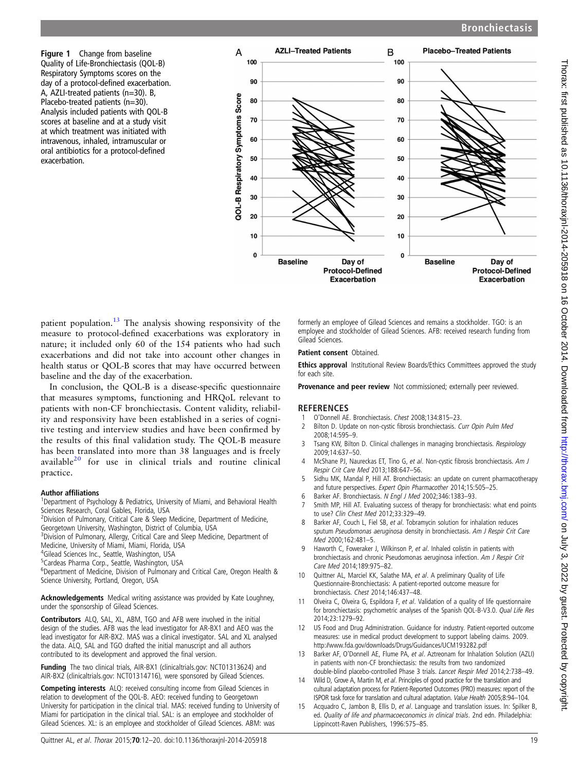Figure 1 Change from baseline Quality of Life-Bronchiectasis (QOL-B) Respiratory Symptoms scores on the day of a protocol-defined exacerbation. A, AZLI-treated patients (n=30). B, Placebo-treated patients (n=30). Analysis included patients with QOL-B scores at baseline and at a study visit at which treatment was initiated with intravenous, inhaled, intramuscular or oral antibiotics for a protocol-defined exacerbation.

patient population.[13] The analysis showing responsivity of the measure to protocol-defined exacerbations was exploratory in nature; it included only 60 of the 154 patients who had such exacerbations and did not take into account other changes in health status or QOL-B scores that may have occurred between baseline and the day of the exacerbation.

In conclusion, the QOL-B is a disease-specific questionnaire that measures symptoms, functioning and HRQoL relevant to patients with non-CF bronchiectasis. Content validity, reliability and responsivity have been established in a series of cognitive testing and interview studies and have been confirmed by the results of this final validation study. The QOL-B measure has been translated into more than 38 languages and is freely available[20] for use in clinical trials and routine clinical practice.

**Author affiliations**

[1]Department of Psychology & Pediatrics, University of Miami, and Behavioral Health Sciences Research, Coral Gables, Florida, USA
[2]Division of Pulmonary, Critical Care & Sleep Medicine, Department of Medicine, Georgetown University, Washington, District of Columbia, USA
[3]Division of Pulmonary, Allergy, Critical Care and Sleep Medicine, Department of Medicine, University of Miami, Miami, Florida, USA
[4]Gilead Sciences Inc., Seattle, Washington, USA
[5]Cardeas Pharma Corp., Seattle, Washington, USA
[6]Department of Medicine, Division of Pulmonary and Critical Care, Oregon Health & Science University, Portland, Oregon, USA

**Acknowledgements** Medical writing assistance was provided by Kate Loughney, under the sponsorship of Gilead Sciences.

**Contributors** ALQ, SAL, XL, ABM, TGO and AFB were involved in the initial design of the studies. AFB was the lead investigator for AR-BX1 and AEO was the lead investigator for AIR-BX2. MAS was a clinical investigator. SAL and XL analysed the data. ALQ, SAL and TGO drafted the initial manuscript and all authors contributed to its development and approved the final version.

**Funding** The two clinical trials, AIR-BX1 (clinicaltrials.gov: NCT01313624) and AIR-BX2 (clinicaltrials.gov: NCT01314716), were sponsored by Gilead Sciences.

**Competing interests** ALQ: received consulting income from Gilead Sciences in relation to development of the QOL-B. AEO: received funding to Georgetown University for participation in the clinical trial. MAS: received funding to University of Miami for participation in the clinical trial. SAL: is an employee and stockholder of Gilead Sciences. XL: is an employee and stockholder of Gilead Sciences. ABM: was formerly an employee of Gilead Sciences and remains a stockholder. TGO: is an employee and stockholder of Gilead Sciences. AFB: received research funding from Gilead Sciences.

**Patient consent** Obtained.

**Ethics approval** Institutional Review Boards/Ethics Committees approved the study for each site.

**Provenance and peer review** Not commissioned; externally peer reviewed.

## REFERENCES

1. O'Donnell AE. Bronchiectasis. *Chest* 2008;134:815–23.
2. Bilton D. Update on non-cystic fibrosis bronchiectasis. *Curr Opin Pulm Med* 2008;14:595–9.
3. Tsang KW, Bilton D. Clinical challenges in managing bronchiectasis. *Respirology* 2009;14:637–50.
4. McShane PJ, Naureckas ET, Tino G, *et al*. Non-cystic fibrosis bronchiectasis. *Am J Respir Crit Care Med* 2013;188:647–56.
5. Sidhu MK, Mandal P, Hill AT. Bronchiectasis: an update on current pharmacotherapy and future perspectives. *Expert Opin Pharmacother* 2014;15:505–25.
6. Barker AF. Bronchiectasis. *N Engl J Med* 2002;346:1383–93.
7. Smith MP, Hill AT. Evaluating success of therapy for bronchiectasis: what end points to use? *Clin Chest Med* 2012;33:329–49.
8. Barker AF, Couch L, Fiel SB, *et al*. Tobramycin solution for inhalation reduces sputum *Pseudomonas aeruginosa* density in bronchiectasis. *Am J Respir Crit Care Med* 2000;162:481–5.
9. Haworth C, Foweraker J, Wilkinson P, *et al*. Inhaled colistin in patients with bronchiectasis and chronic Pseudomonas aeruginosa infection. *Am J Respir Crit Care Med* 2014;189:975–82.
10. Quittner AL, Marciel KK, Salathe MA, *et al*. A preliminary Quality of Life Questionnaire-Bronchiectasis: A patient-reported outcome measure for bronchiectasis. *Chest* 2014;146:437–48.
11. Olveira C, Olveira G, Espildora F, *et al*. Validation of a quality of life questionnaire for bronchiectasis: psychometric analyses of the Spanish QOL-B-V3.0. *Qual Life Res* 2014;23:1279–92.
12. US Food and Drug Administration. Guidance for industry. Patient-reported outcome measures: use in medical product development to support labeling claims. 2009. http://www.fda.gov/downloads/Drugs/Guidances/UCM193282.pdf
13. Barker AF, O'Donnell AE, Flume PA, *et al*. Aztreonam for Inhalation Solution (AZLI) in patients with non-CF bronchiectasis: the results from two randomized double-blind placebo-controlled Phase 3 trials. *Lancet Respir Med* 2014;2:738–49.
14. Wild D, Grove A, Martin M, *et al*. Principles of good practice for the translation and cultural adaptation process for Patient-Reported Outcomes (PRO) measures: report of the ISPOR task force for translation and cultural adaptation. *Value Health* 2005;8:94–104.
15. Acquadro C, Jambon B, Ellis D, *et al*. Language and translation issues. In: Spilker B, ed. *Quality of life and pharmacoeconomics in clinical trials*. 2nd edn. Philadelphia: Lippincott-Raven Publishers, 1996:575–85.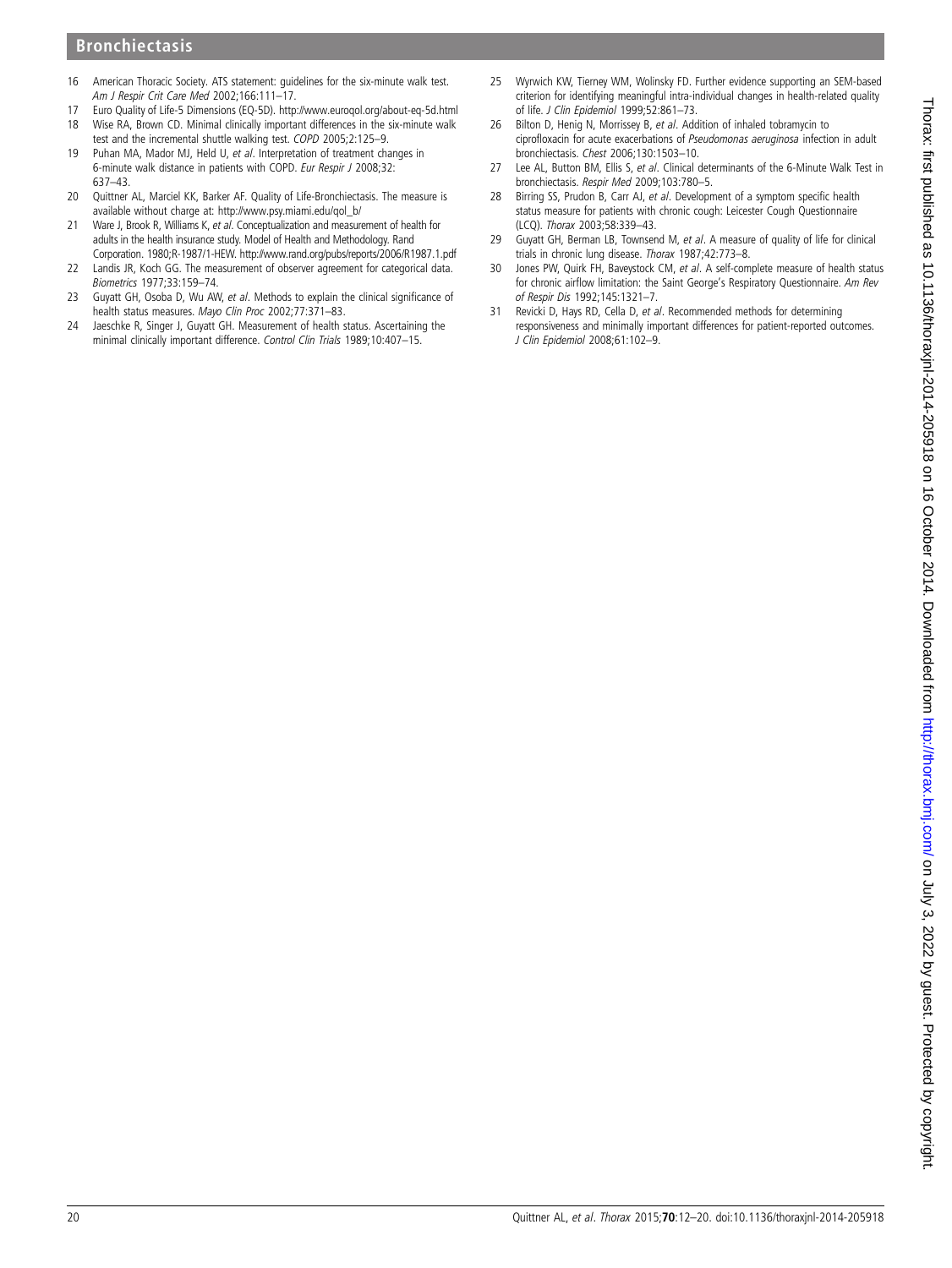16 American Thoracic Society. ATS statement: guidelines for the six-minute walk test. *Am J Respir Crit Care Med* 2002;166:111–17.

17 Euro Quality of Life-5 Dimensions (EQ-5D). http://www.euroqol.org/about-eq-5d.html

18 Wise RA, Brown CD. Minimal clinically important differences in the six-minute walk test and the incremental shuttle walking test. *COPD* 2005;2:125–9.

19 Puhan MA, Mador MJ, Held U, *et al*. Interpretation of treatment changes in 6-minute walk distance in patients with COPD. *Eur Respir J* 2008;32: 637–43.

20 Quittner AL, Marciel KK, Barker AF. Quality of Life-Bronchiectasis. The measure is available without charge at: http://www.psy.miami.edu/qol_b/

21 Ware J, Brook R, Williams K, *et al*. Conceptualization and measurement of health for adults in the health insurance study. Model of Health and Methodology. Rand Corporation. 1980;R-1987/1-HEW. http://www.rand.org/pubs/reports/2006/R1987.1.pdf

22 Landis JR, Koch GG. The measurement of observer agreement for categorical data. *Biometrics* 1977;33:159–74.

23 Guyatt GH, Osoba D, Wu AW, *et al*. Methods to explain the clinical significance of health status measures. *Mayo Clin Proc* 2002;77:371–83.

24 Jaeschke R, Singer J, Guyatt GH. Measurement of health status. Ascertaining the minimal clinically important difference. *Control Clin Trials* 1989;10:407–15.

25 Wyrwich KW, Tierney WM, Wolinsky FD. Further evidence supporting an SEM-based criterion for identifying meaningful intra-individual changes in health-related quality of life. *J Clin Epidemiol* 1999;52:861–73.

26 Bilton D, Henig N, Morrissey B, *et al*. Addition of inhaled tobramycin to ciprofloxacin for acute exacerbations of *Pseudomonas aeruginosa* infection in adult bronchiectasis. *Chest* 2006;130:1503–10.

27 Lee AL, Button BM, Ellis S, *et al*. Clinical determinants of the 6-Minute Walk Test in bronchiectasis. *Respir Med* 2009;103:780–5.

28 Birring SS, Prudon B, Carr AJ, *et al*. Development of a symptom specific health status measure for patients with chronic cough: Leicester Cough Questionnaire (LCQ). *Thorax* 2003;58:339–43.

29 Guyatt GH, Berman LB, Townsend M, *et al*. A measure of quality of life for clinical trials in chronic lung disease. *Thorax* 1987;42:773–8.

30 Jones PW, Quirk FH, Baveystock CM, *et al*. A self-complete measure of health status for chronic airflow limitation: the Saint George's Respiratory Questionnaire. *Am Rev of Respir Dis* 1992;145:1321–7.

31 Revicki D, Hays RD, Cella D, *et al*. Recommended methods for determining responsiveness and minimally important differences for patient-reported outcomes. *J Clin Epidemiol* 2008;61:102–9.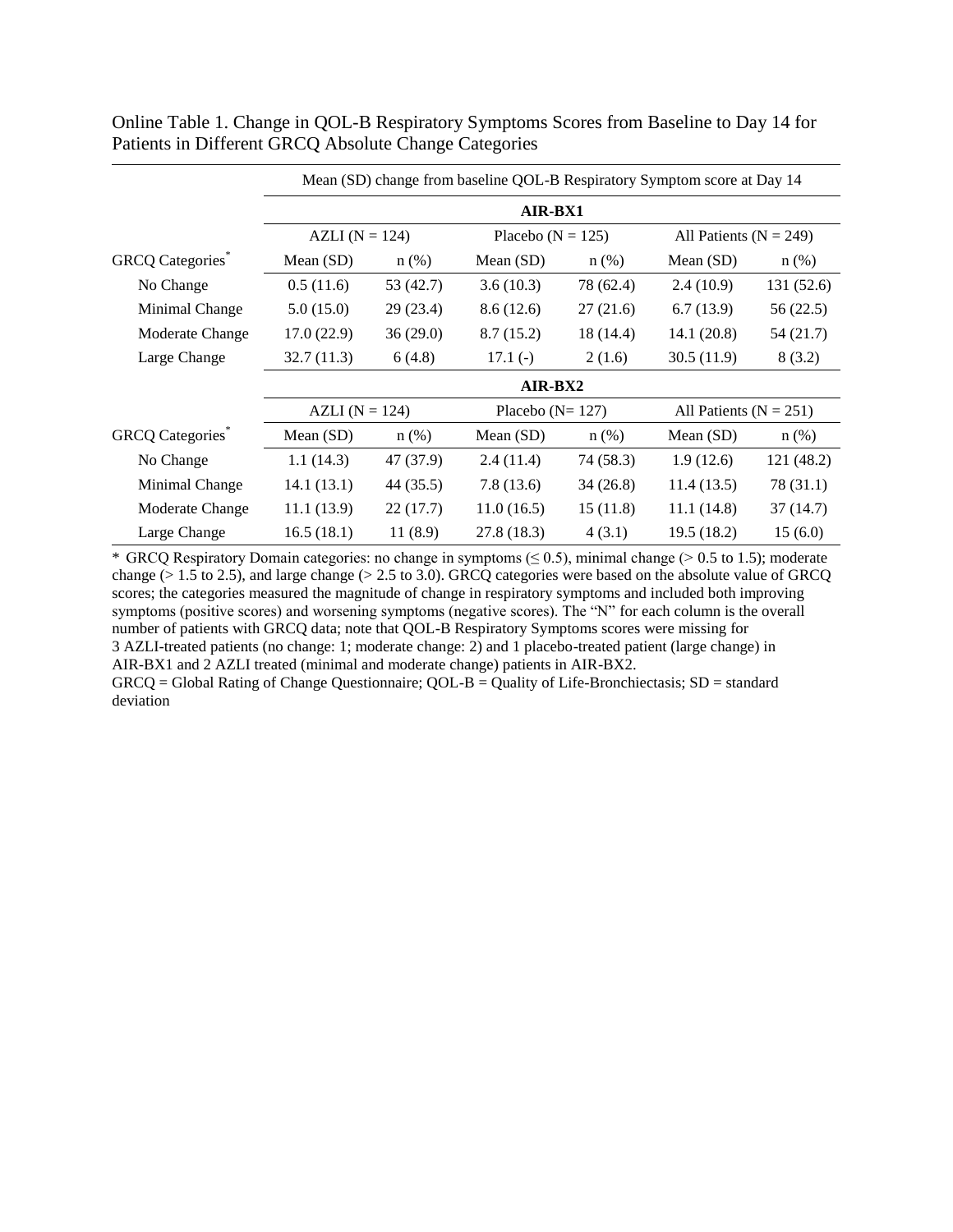Online Table 1. Change in QOL-B Respiratory Symptoms Scores from Baseline to Day 14 for Patients in Different GRCQ Absolute Change Categories

| | Mean (SD) change from baseline QOL-B Respiratory Symptom score at Day 14 | | | | | |
|---|---|---|---|---|---|---|
| | **AIR-BX1** | | | | | |
| | AZLI (N = 124) | | Placebo (N = 125) | | All Patients (N = 249) | |
| GRCQ Categories* | Mean (SD) | n (%) | Mean (SD) | n (%) | Mean (SD) | n (%) |
| No Change | 0.5 (11.6) | 53 (42.7) | 3.6 (10.3) | 78 (62.4) | 2.4 (10.9) | 131 (52.6) |
| Minimal Change | 5.0 (15.0) | 29 (23.4) | 8.6 (12.6) | 27 (21.6) | 6.7 (13.9) | 56 (22.5) |
| Moderate Change | 17.0 (22.9) | 36 (29.0) | 8.7 (15.2) | 18 (14.4) | 14.1 (20.8) | 54 (21.7) |
| Large Change | 32.7 (11.3) | 6 (4.8) | 17.1 (-) | 2 (1.6) | 30.5 (11.9) | 8 (3.2) |
| | **AIR-BX2** | | | | | |
| | AZLI (N = 124) | | Placebo (N= 127) | | All Patients (N = 251) | |
| GRCQ Categories* | Mean (SD) | n (%) | Mean (SD) | n (%) | Mean (SD) | n (%) |
| No Change | 1.1 (14.3) | 47 (37.9) | 2.4 (11.4) | 74 (58.3) | 1.9 (12.6) | 121 (48.2) |
| Minimal Change | 14.1 (13.1) | 44 (35.5) | 7.8 (13.6) | 34 (26.8) | 11.4 (13.5) | 78 (31.1) |
| Moderate Change | 11.1 (13.9) | 22 (17.7) | 11.0 (16.5) | 15 (11.8) | 11.1 (14.8) | 37 (14.7) |
| Large Change | 16.5 (18.1) | 11 (8.9) | 27.8 (18.3) | 4 (3.1) | 19.5 (18.2) | 15 (6.0) |

* GRCQ Respiratory Domain categories: no change in symptoms ($\leq 0.5$), minimal change ($> 0.5$ to 1.5); moderate change ($> 1.5$ to 2.5), and large change ($> 2.5$ to 3.0). GRCQ categories were based on the absolute value of GRCQ scores; the categories measured the magnitude of change in respiratory symptoms and included both improving symptoms (positive scores) and worsening symptoms (negative scores). The "N" for each column is the overall number of patients with GRCQ data; note that QOL-B Respiratory Symptoms scores were missing for 3 AZLI-treated patients (no change: 1; moderate change: 2) and 1 placebo-treated patient (large change) in AIR-BX1 and 2 AZLI treated (minimal and moderate change) patients in AIR-BX2.

GRCQ = Global Rating of Change Questionnaire; QOL-B = Quality of Life-Bronchiectasis; SD = standard deviation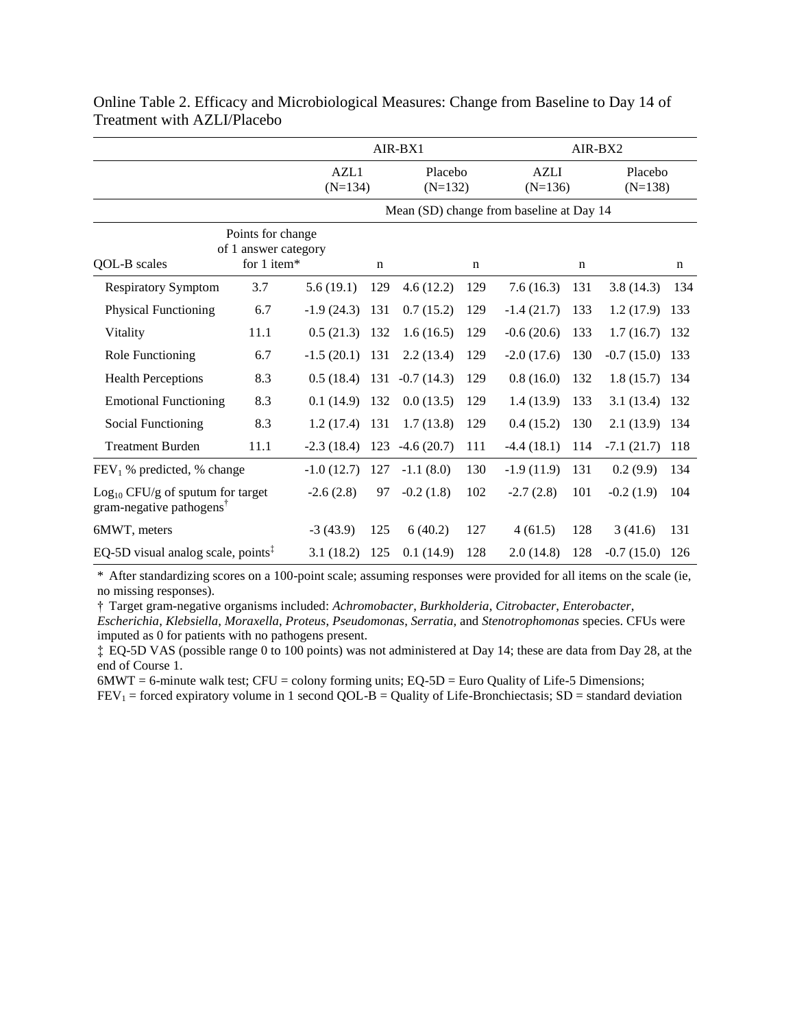Online Table 2. Efficacy and Microbiological Measures: Change from Baseline to Day 14 of Treatment with AZLI/Placebo

| | | AIR-BX1 | | | | AIR-BX2 | | | |
|---|---|---|---|---|---|---|---|---|---|
| | | AZL1 (N=134) | | Placebo (N=132) | | AZLI (N=136) | | Placebo (N=138) | |
| | | Mean (SD) change from baseline at Day 14 | | | | | | | |
| QOL-B scales | Points for change of 1 answer category for 1 item* | | n | | n | | n | | n |
| Respiratory Symptom | 3.7 | 5.6 (19.1) | 129 | 4.6 (12.2) | 129 | 7.6 (16.3) | 131 | 3.8 (14.3) | 134 |
| Physical Functioning | 6.7 | -1.9 (24.3) | 131 | 0.7 (15.2) | 129 | -1.4 (21.7) | 133 | 1.2 (17.9) | 133 |
| Vitality | 11.1 | 0.5 (21.3) | 132 | 1.6 (16.5) | 129 | -0.6 (20.6) | 133 | 1.7 (16.7) | 132 |
| Role Functioning | 6.7 | -1.5 (20.1) | 131 | 2.2 (13.4) | 129 | -2.0 (17.6) | 130 | -0.7 (15.0) | 133 |
| Health Perceptions | 8.3 | 0.5 (18.4) | 131 | -0.7 (14.3) | 129 | 0.8 (16.0) | 132 | 1.8 (15.7) | 134 |
| Emotional Functioning | 8.3 | 0.1 (14.9) | 132 | 0.0 (13.5) | 129 | 1.4 (13.9) | 133 | 3.1 (13.4) | 132 |
| Social Functioning | 8.3 | 1.2 (17.4) | 131 | 1.7 (13.8) | 129 | 0.4 (15.2) | 130 | 2.1 (13.9) | 134 |
| Treatment Burden | 11.1 | -2.3 (18.4) | 123 | -4.6 (20.7) | 111 | -4.4 (18.1) | 114 | -7.1 (21.7) | 118 |
| $FEV_1$ % predicted, % change | | -1.0 (12.7) | 127 | -1.1 (8.0) | 130 | -1.9 (11.9) | 131 | 0.2 (9.9) | 134 |
| $Log_{10}$ CFU/g of sputum for target gram-negative pathogens† | | -2.6 (2.8) | 97 | -0.2 (1.8) | 102 | -2.7 (2.8) | 101 | -0.2 (1.9) | 104 |
| 6MWT, meters | | -3 (43.9) | 125 | 6 (40.2) | 127 | 4 (61.5) | 128 | 3 (41.6) | 131 |
| EQ-5D visual analog scale, points‡ | | 3.1 (18.2) | 125 | 0.1 (14.9) | 128 | 2.0 (14.8) | 128 | -0.7 (15.0) | 126 |

\* After standardizing scores on a 100-point scale; assuming responses were provided for all items on the scale (ie, no missing responses).

† Target gram-negative organisms included: *Achromobacter*, *Burkholderia*, *Citrobacter*, *Enterobacter*, *Escherichia*, *Klebsiella*, *Moraxella*, *Proteus*, *Pseudomonas*, *Serratia*, and *Stenotrophomonas* species. CFUs were imputed as 0 for patients with no pathogens present.

‡ EQ-5D VAS (possible range 0 to 100 points) was not administered at Day 14; these are data from Day 28, at the end of Course 1.

6MWT = 6-minute walk test; CFU = colony forming units; EQ-5D = Euro Quality of Life-5 Dimensions; $FEV_1$ = forced expiratory volume in 1 second QOL-B = Quality of Life-Bronchiectasis; SD = standard deviation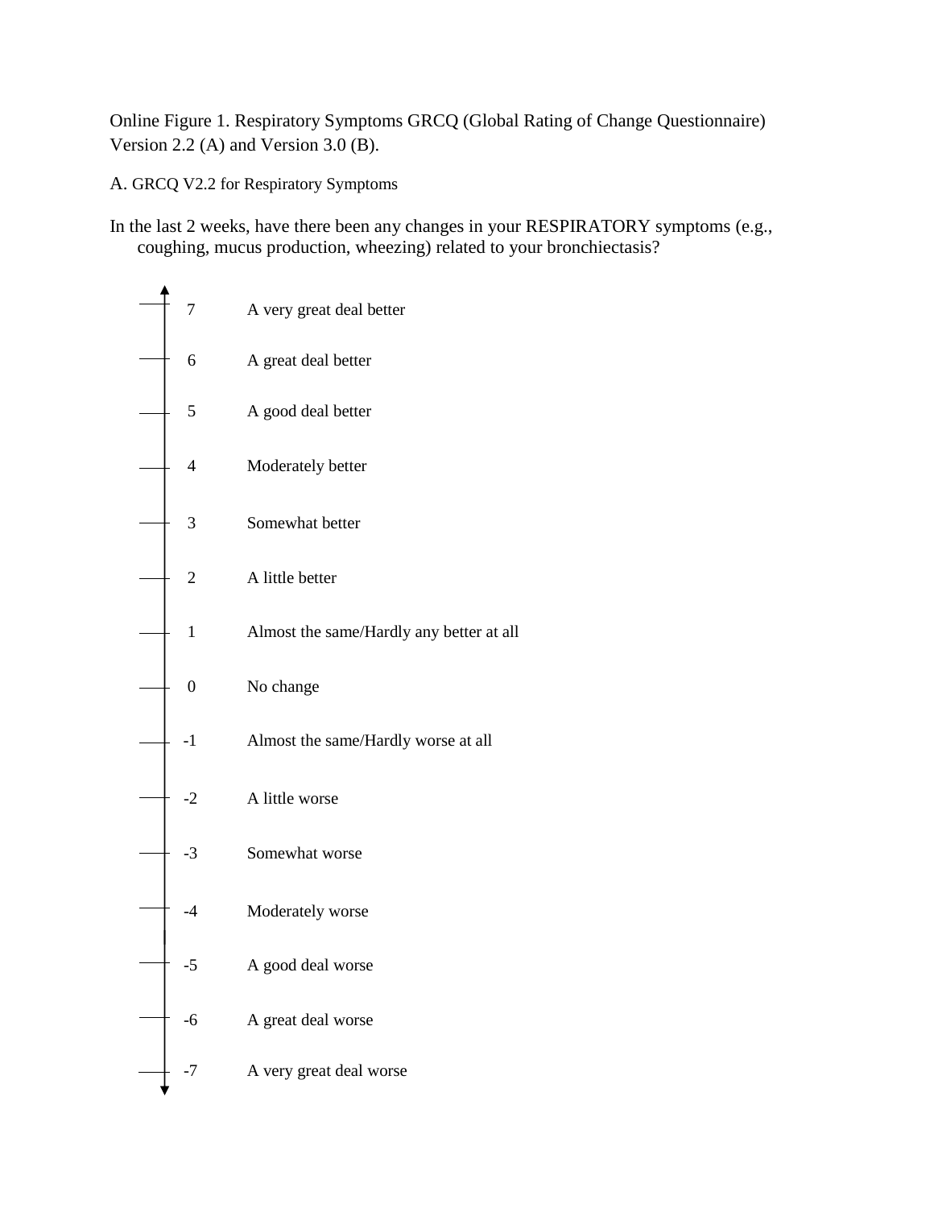Online Figure 1. Respiratory Symptoms GRCQ (Global Rating of Change Questionnaire) Version 2.2 (A) and Version 3.0 (B).

A. GRCQ V2.2 for Respiratory Symptoms

In the last 2 weeks, have there been any changes in your RESPIRATORY symptoms (e.g., coughing, mucus production, wheezing) related to your bronchiectasis?

| | |
|---|---|
| 7 | A very great deal better |
| 6 | A great deal better |
| 5 | A good deal better |
| 4 | Moderately better |
| 3 | Somewhat better |
| 2 | A little better |
| 1 | Almost the same/Hardly any better at all |
| 0 | No change |
| -1 | Almost the same/Hardly worse at all |
| -2 | A little worse |
| -3 | Somewhat worse |
| -4 | Moderately worse |
| -5 | A good deal worse |
| -6 | A great deal worse |
| -7 | A very great deal worse |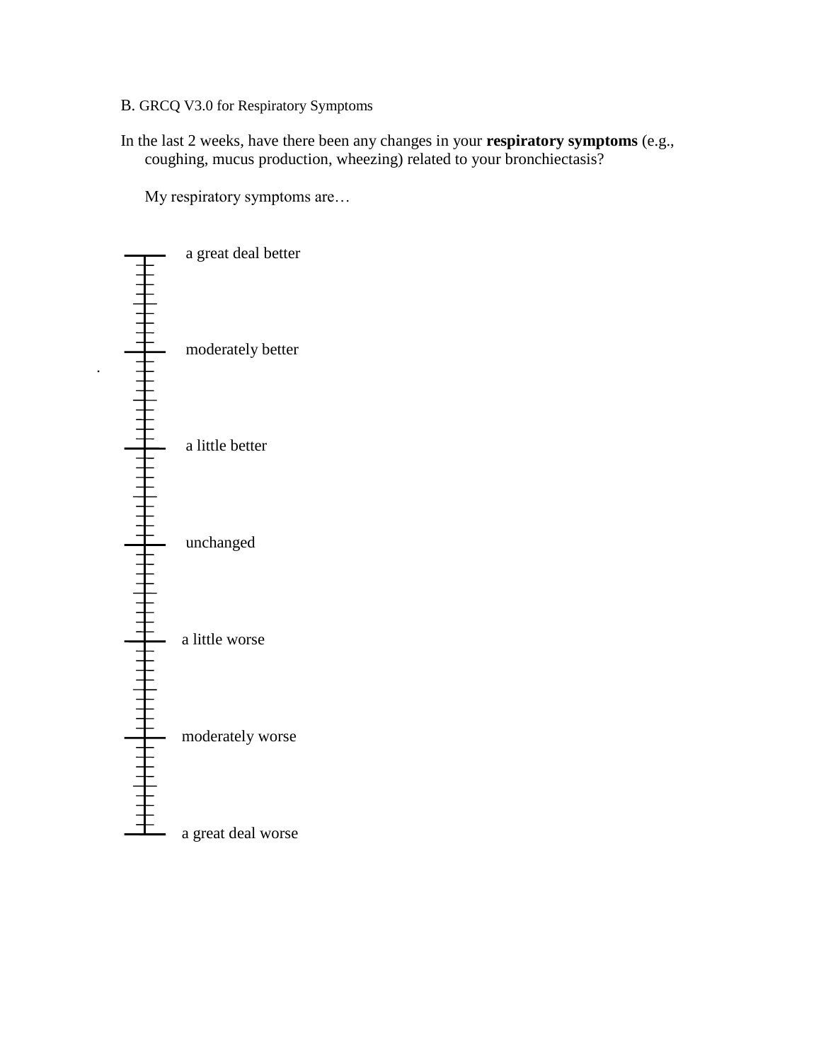B. GRCQ V3.0 for Respiratory Symptoms

In the last 2 weeks, have there been any changes in your **respiratory symptoms** (e.g., coughing, mucus production, wheezing) related to your bronchiectasis?

My respiratory symptoms are…

a great deal better

moderately better

a little better

unchanged

a little worse

moderately worse

a great deal worse